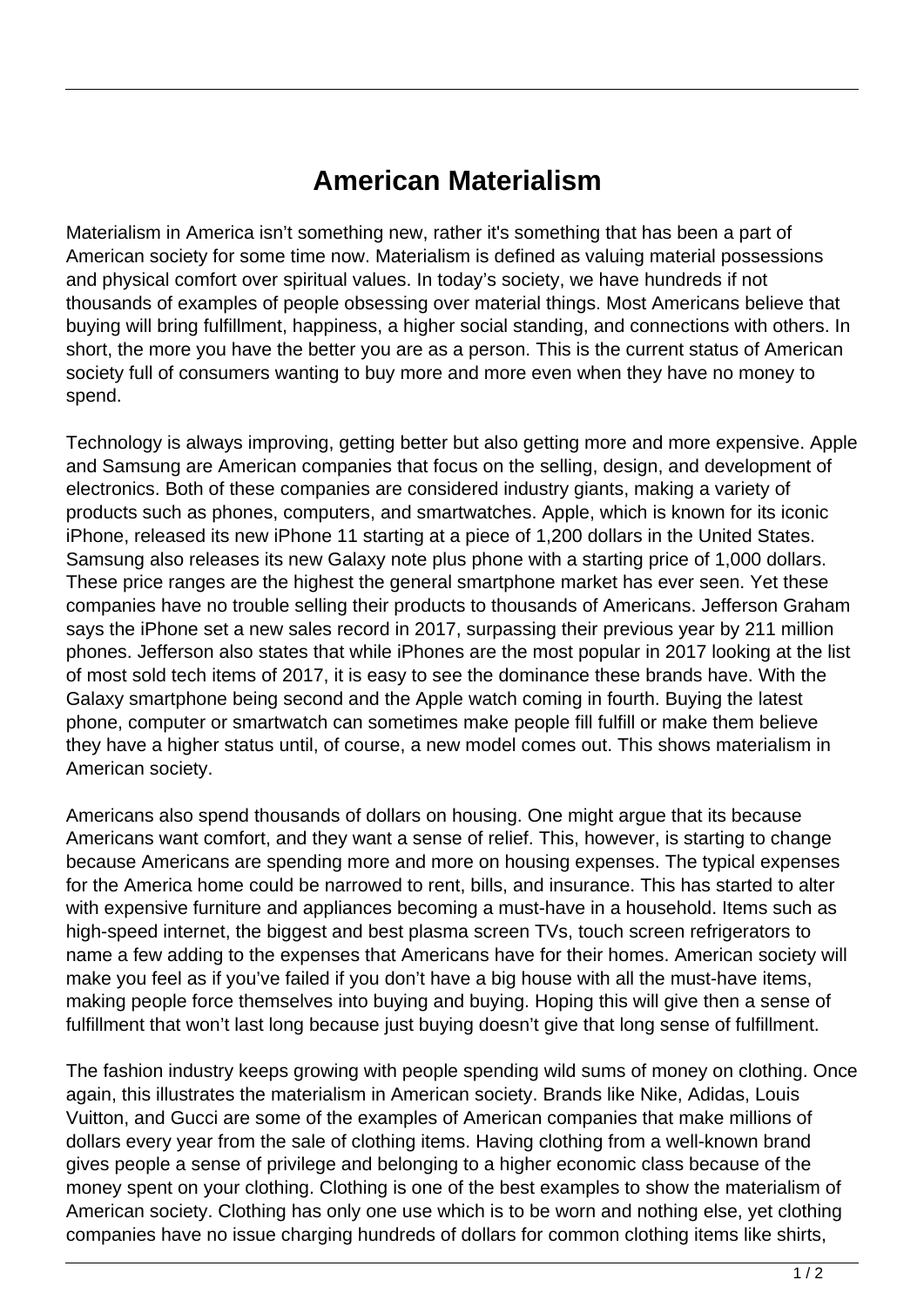# American Materialism

Materialism in America isn't something new, rather it's something that has been a part of American society for some time now. Materialism is defined as valuing material possessions and physical comfort over spiritual values. In today's society, we have hundreds if not thousands of examples of people obsessing over material things. Most Americans believe that buying will bring fulfillment, happiness, a higher social standing, and connections with others. In short, the more you have the better you are as a person. This is the current status of American society full of consumers wanting to buy more and more even when they have no money to spend.

Technology is always improving, getting better but also getting more and more expensive. Apple and Samsung are American companies that focus on the selling, design, and development of electronics. Both of these companies are considered industry giants, making a variety of products such as phones, computers, and smartwatches. Apple, which is known for its iconic iPhone, released its new iPhone 11 starting at a piece of 1,200 dollars in the United States. Samsung also releases its new Galaxy note plus phone with a starting price of 1,000 dollars. These price ranges are the highest the general smartphone market has ever seen. Yet these companies have no trouble selling their products to thousands of Americans. Jefferson Graham says the iPhone set a new sales record in 2017, surpassing their previous year by 211 million phones. Jefferson also states that while iPhones are the most popular in 2017 looking at the list of most sold tech items of 2017, it is easy to see the dominance these brands have. With the Galaxy smartphone being second and the Apple watch coming in fourth. Buying the latest phone, computer or smartwatch can sometimes make people fill fulfill or make them believe they have a higher status until, of course, a new model comes out. This shows materialism in American society.

Americans also spend thousands of dollars on housing. One might argue that its because Americans want comfort, and they want a sense of relief. This, however, is starting to change because Americans are spending more and more on housing expenses. The typical expenses for the America home could be narrowed to rent, bills, and insurance. This has started to alter with expensive furniture and appliances becoming a must-have in a household. Items such as high-speed internet, the biggest and best plasma screen TVs, touch screen refrigerators to name a few adding to the expenses that Americans have for their homes. American society will make you feel as if you've failed if you don't have a big house with all the must-have items, making people force themselves into buying and buying. Hoping this will give then a sense of fulfillment that won't last long because just buying doesn't give that long sense of fulfillment.

The fashion industry keeps growing with people spending wild sums of money on clothing. Once again, this illustrates the materialism in American society. Brands like Nike, Adidas, Louis Vuitton, and Gucci are some of the examples of American companies that make millions of dollars every year from the sale of clothing items. Having clothing from a well-known brand gives people a sense of privilege and belonging to a higher economic class because of the money spent on your clothing. Clothing is one of the best examples to show the materialism of American society. Clothing has only one use which is to be worn and nothing else, yet clothing companies have no issue charging hundreds of dollars for common clothing items like shirts,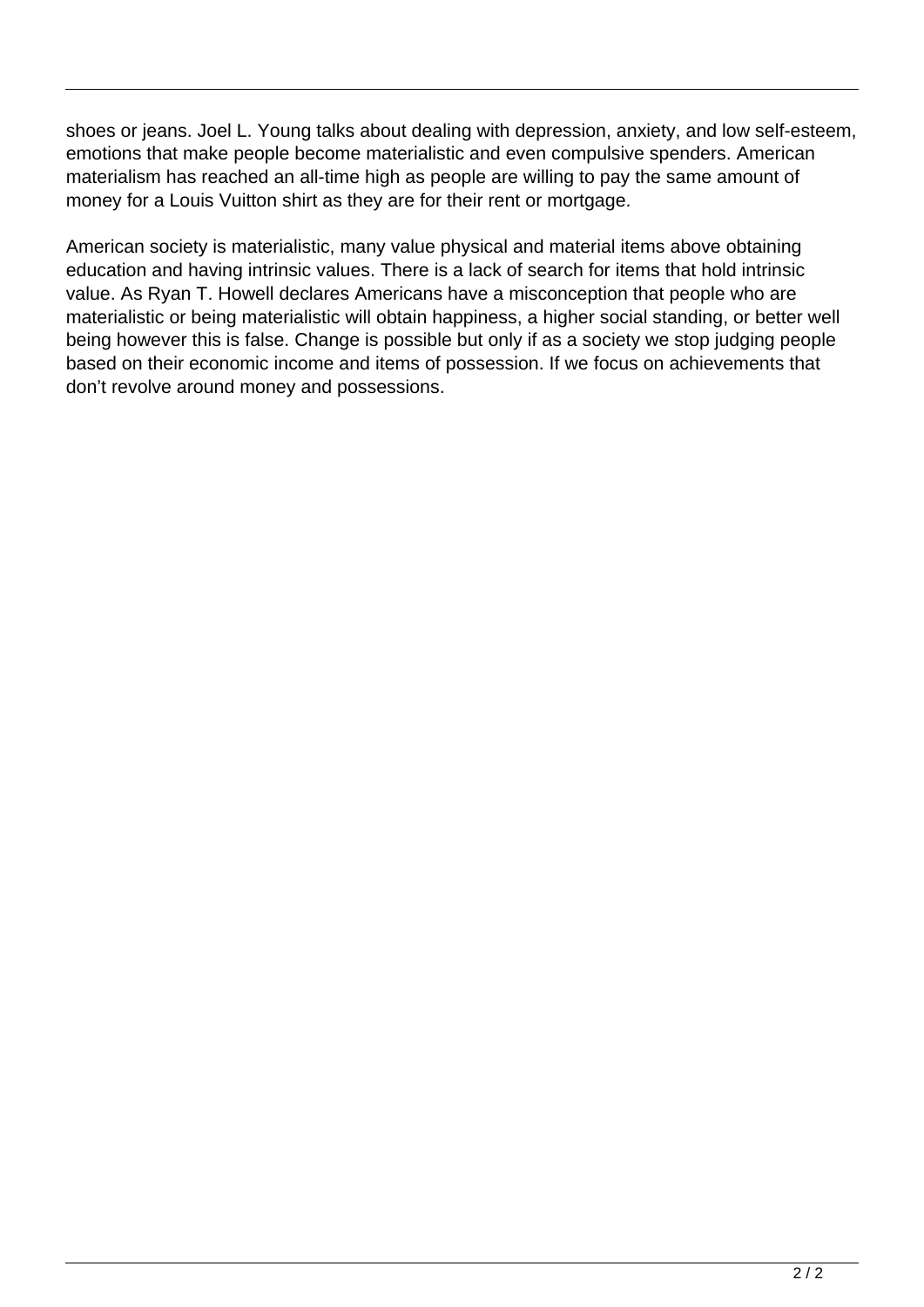shoes or jeans. Joel L. Young talks about dealing with depression, anxiety, and low self-esteem, emotions that make people become materialistic and even compulsive spenders. American materialism has reached an all-time high as people are willing to pay the same amount of money for a Louis Vuitton shirt as they are for their rent or mortgage.

American society is materialistic, many value physical and material items above obtaining education and having intrinsic values. There is a lack of search for items that hold intrinsic value. As Ryan T. Howell declares Americans have a misconception that people who are materialistic or being materialistic will obtain happiness, a higher social standing, or better well being however this is false. Change is possible but only if as a society we stop judging people based on their economic income and items of possession. If we focus on achievements that don't revolve around money and possessions.